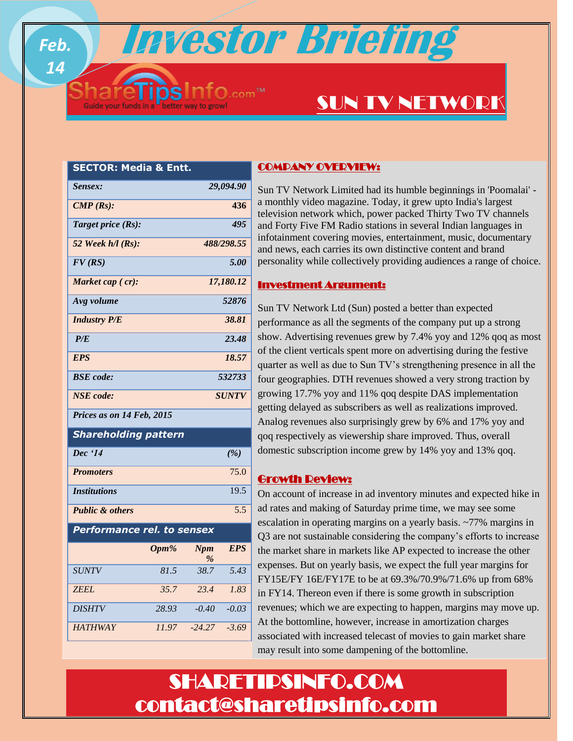# Investor Briefing

Feb. 14

ShareTipsInfo.com™ — Guide your funds in a better way to grow!

## SUN TV NETWORK

| SECTOR: Media & Entt. | |
|---|---|
| *Sensex:* | *29,094.90* |
| *CMP (Rs):* | *436* |
| *Target price (Rs):* | *495* |
| *52 Week h/l (Rs):* | *488/298.55* |
| *FV (RS)* | *5.00* |
| *Market cap ( cr):* | *17,180.12* |
| *Avg volume* | *52876* |
| *Industry P/E* | *38.81* |
| *P/E* | *23.48* |
| *EPS* | *18.57* |
| *BSE code:* | *532733* |
| *NSE code:* | *SUNTV* |
| *Prices as on 14 Feb, 2015* | |

| Shareholding pattern | |
|---|---|
| *Dec '14* | *(%)* |
| *Promoters* | 75.0 |
| *Institutions* | 19.5 |
| *Public & others* | 5.5 |

**Performance rel. to sensex**

| | Opm% | Npm % | EPS |
|---|---|---|---|
| SUNTV | 81.5 | 38.7 | 5.43 |
| ZEEL | 35.7 | 23.4 | 1.83 |
| DISHTV | 28.93 | -0.40 | -0.03 |
| HATHWAY | 11.97 | -24.27 | -3.69 |

### COMPANY OVERVIEW:

Sun TV Network Limited had its humble beginnings in 'Poomalai' - a monthly video magazine. Today, it grew upto India's largest television network which, power packed Thirty Two TV channels and Forty Five FM Radio stations in several Indian languages in infotainment covering movies, entertainment, music, documentary and news, each carries its own distinctive content and brand personality while collectively providing audiences a range of choice.

### Investment Argument:

Sun TV Network Ltd (Sun) posted a better than expected performance as all the segments of the company put up a strong show. Advertising revenues grew by 7.4% yoy and 12% qoq as most of the client verticals spent more on advertising during the festive quarter as well as due to Sun TV's strengthening presence in all the four geographies. DTH revenues showed a very strong traction by growing 17.7% yoy and 11% qoq despite DAS implementation getting delayed as subscribers as well as realizations improved. Analog revenues also surprisingly grew by 6% and 17% yoy and qoq respectively as viewership share improved. Thus, overall domestic subscription income grew by 14% yoy and 13% qoq.

### Growth Review:

On account of increase in ad inventory minutes and expected hike in ad rates and making of Saturday prime time, we may see some escalation in operating margins on a yearly basis. ~77% margins in Q3 are not sustainable considering the company's efforts to increase the market share in markets like AP expected to increase the other expenses. But on yearly basis, we expect the full year margins for FY15E/FY 16E/FY17E to be at 69.3%/70.9%/71.6% up from 68% in FY14. Thereon even if there is some growth in subscription revenues; which we are expecting to happen, margins may move up. At the bottomline, however, increase in amortization charges associated with increased telecast of movies to gain market share may result into some dampening of the bottomline.

SHARETIPSINFO.COM
contact@sharetipsinfo.com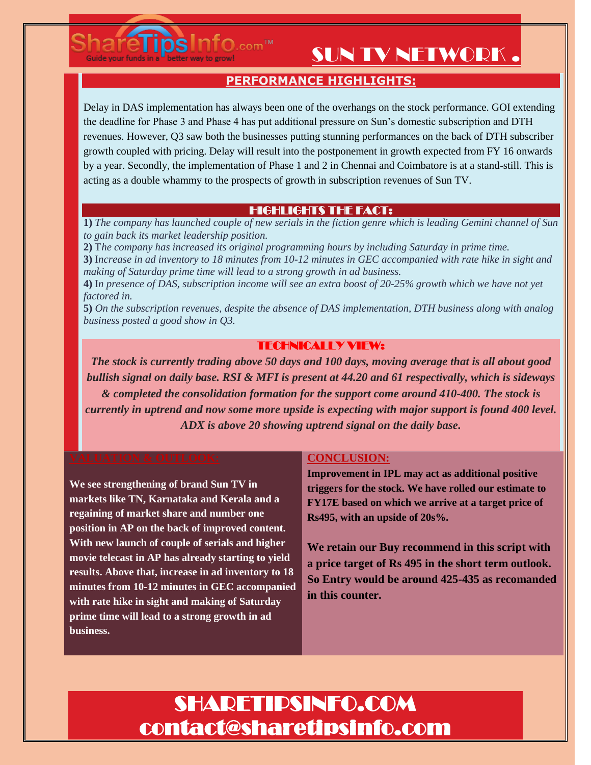# SUN TV NETWORK .

## PERFORMANCE HIGHLIGHTS:

Delay in DAS implementation has always been one of the overhangs on the stock performance. GOI extending the deadline for Phase 3 and Phase 4 has put additional pressure on Sun's domestic subscription and DTH revenues. However, Q3 saw both the businesses putting stunning performances on the back of DTH subscriber growth coupled with pricing. Delay will result into the postponement in growth expected from FY 16 onwards by a year. Secondly, the implementation of Phase 1 and 2 in Chennai and Coimbatore is at a stand-still. This is acting as a double whammy to the prospects of growth in subscription revenues of Sun TV.

## HIGHLIGHTS THE FACT:

**1)** *The company has launched couple of new serials in the fiction genre which is leading Gemini channel of Sun to gain back its market leadership position.*

**2)** T*he company has increased its original programming hours by including Saturday in prime time.*

**3)** I*ncrease in ad inventory to 18 minutes from 10-12 minutes in GEC accompanied with rate hike in sight and making of Saturday prime time will lead to a strong growth in ad business.*

**4)** I*n presence of DAS, subscription income will see an extra boost of 20-25% growth which we have not yet factored in.*

**5)** *On the subscription revenues, despite the absence of DAS implementation, DTH business along with analog business posted a good show in Q3.*

## TECHNICALLY VIEW:

***The stock is currently trading above 50 days and 100 days, moving average that is all about good bullish signal on daily base. RSI & MFI is present at 44.20 and 61 respectivally, which is sideways & completed the consolidation formation for the support come around 410-400. The stock is currently in uptrend and now some more upside is expecting with major support is found 400 level. ADX is above 20 showing uptrend signal on the daily base.***

## VALUATION & OUTLOOK:

**We see strengthening of brand Sun TV in markets like TN, Karnataka and Kerala and a regaining of market share and number one position in AP on the back of improved content. With new launch of couple of serials and higher movie telecast in AP has already starting to yield results. Above that, increase in ad inventory to 18 minutes from 10-12 minutes in GEC accompanied with rate hike in sight and making of Saturday prime time will lead to a strong growth in ad business.**

## CONCLUSION:

**Improvement in IPL may act as additional positive triggers for the stock. We have rolled our estimate to FY17E based on which we arrive at a target price of Rs495, with an upside of 20s%.**

**We retain our Buy recommend in this script with a price target of Rs 495 in the short term outlook. So Entry would be around 425-435 as recomanded in this counter.**

SHARETIPSINFO.COM
contact@sharetipsinfo.com